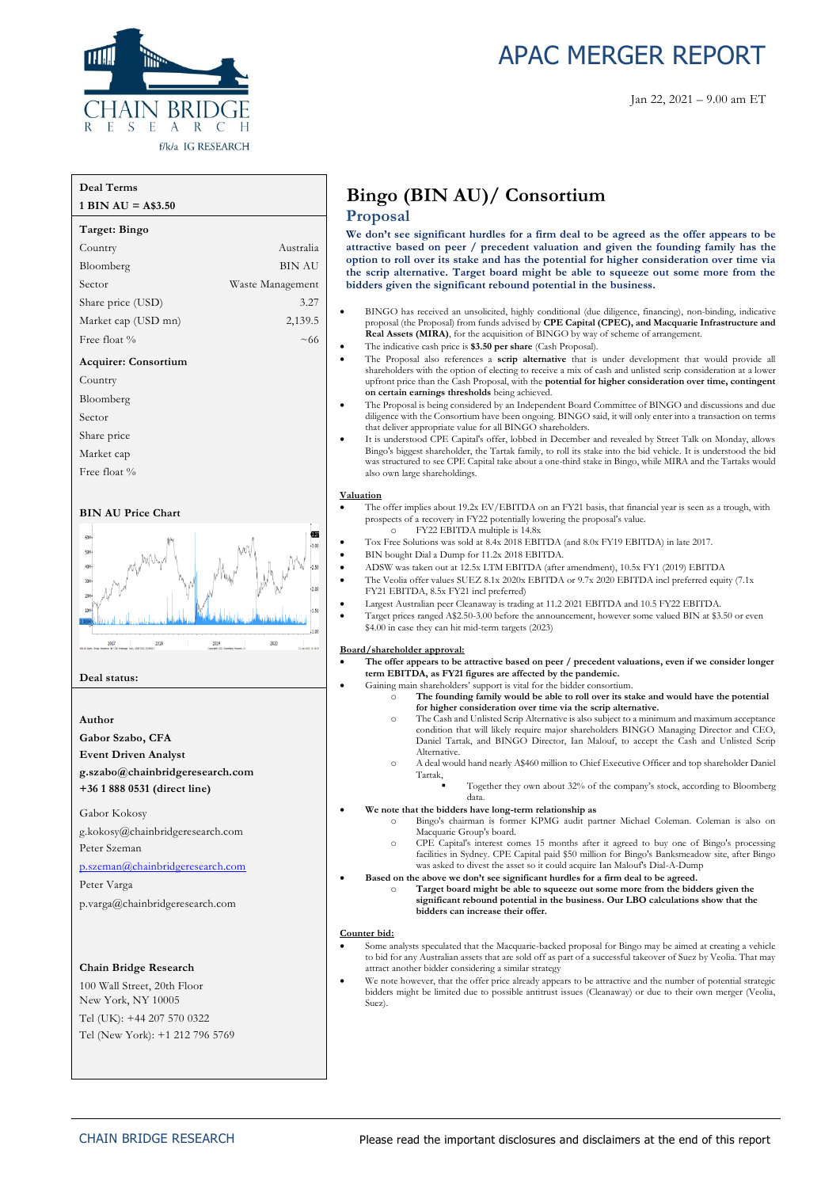# APAC MERGER REPORT

Jan 22, 2021 – 9.00 am ET

| Deal Terms | |
|---|---|
| **1 BIN AU = A$3.50** | |
| **Target: Bingo** | |
| Country | Australia |
| Bloomberg | BIN AU |
| Sector | Waste Management |
| Share price (USD) | 3.27 |
| Market cap (USD mn) | 2,139.5 |
| Free float % | ~66 |
| **Acquirer: Consortium** | |
| Country | |
| Bloomberg | |
| Sector | |
| Share price | |
| Market cap | |
| Free float % | |

**BIN AU Price Chart**

**Deal status:**

**Author**
**Gabor Szabo, CFA**
**Event Driven Analyst**
**g.szabo@chainbridgeresearch.com**
**+36 1 888 0531 (direct line)**

Gabor Kokosy
g.kokosy@chainbridgeresearch.com
Peter Szeman
p.szeman@chainbridgeresearch.com
Peter Varga
p.varga@chainbridgeresearch.com

**Chain Bridge Research**
100 Wall Street, 20th Floor
New York, NY 10005
Tel (UK): +44 207 570 0322
Tel (New York): +1 212 796 5769

# Bingo (BIN AU)/ Consortium

## Proposal

**We don't see significant hurdles for a firm deal to be agreed as the offer appears to be attractive based on peer / precedent valuation and given the founding family has the option to roll over its stake and has the potential for higher consideration over time via the scrip alternative. Target board might be able to squeeze out some more from the bidders given the significant rebound potential in the business.**

- BINGO has received an unsolicited, highly conditional (due diligence, financing), non-binding, indicative proposal (the Proposal) from funds advised by **CPE Capital (CPEC), and Macquarie Infrastructure and Real Assets (MIRA)**, for the acquisition of BINGO by way of scheme of arrangement.
- The indicative cash price is **$3.50 per share** (Cash Proposal).
- The Proposal also references a **scrip alternative** that is under development that would provide all shareholders with the option of electing to receive a mix of cash and unlisted scrip consideration at a lower upfront price than the Cash Proposal, with the **potential for higher consideration over time, contingent on certain earnings thresholds** being achieved.
- The Proposal is being considered by an Independent Board Committee of BINGO and discussions and due diligence with the Consortium have been ongoing. BINGO said, it will only enter into a transaction on terms that deliver appropriate value for all BINGO shareholders.
- It is understood CPE Capital's offer, lobbed in December and revealed by Street Talk on Monday, allows Bingo's biggest shareholder, the Tartak family, to roll its stake into the bid vehicle. It is understood the bid was structured to see CPE Capital take about a one-third stake in Bingo, while MIRA and the Tartaks would also own large shareholdings.

**Valuation**

- The offer implies about 19.2x EV/EBITDA on an FY21 basis, that financial year is seen as a trough, with prospects of a recovery in FY22 potentially lowering the proposal's value.
    - FY22 EBITDA multiple is 14.8x
- Tox Free Solutions was sold at 8.4x 2018 EBITDA (and 8.0x FY19 EBITDA) in late 2017.
- BIN bought Dial a Dump for 11.2x 2018 EBITDA.
- ADSW was taken out at 12.5x LTM EBITDA (after amendment), 10.5x FY1 (2019) EBITDA
- The Veolia offer values SUEZ 8.1x 2020x EBITDA or 9.7x 2020 EBITDA incl preferred equity (7.1x FY21 EBITDA, 8.5x FY21 incl preferred)
- Largest Australian peer Cleanaway is trading at 11.2 2021 EBITDA and 10.5 FY22 EBITDA.
- Target prices ranged A$2.50-3.00 before the announcement, however some valued BIN at $3.50 or even $4.00 in case they can hit mid-term targets (2023)

**Board/shareholder approval:**

- **The offer appears to be attractive based on peer / precedent valuations, even if we consider longer term EBITDA, as FY21 figures are affected by the pandemic.**
- Gaining main shareholders' support is vital for the bidder consortium.
    - **The founding family would be able to roll over its stake and would have the potential for higher consideration over time via the scrip alternative.**
    - The Cash and Unlisted Scrip Alternative is also subject to a minimum and maximum acceptance condition that will likely require major shareholders BINGO Managing Director and CEO, Daniel Tartak, and BINGO Director, Ian Malouf, to accept the Cash and Unlisted Scrip Alternative.
    - A deal would hand nearly A$460 million to Chief Executive Officer and top shareholder Daniel Tartak,
        - Together they own about 32% of the company's stock, according to Bloomberg data.
- **We note that the bidders have long-term relationship as**
    - Bingo's chairman is former KPMG audit partner Michael Coleman. Coleman is also on Macquarie Group's board.
    - CPE Capital's interest comes 15 months after it agreed to buy one of Bingo's processing facilities in Sydney. CPE Capital paid $50 million for Bingo's Banksmeadow site, after Bingo was asked to divest the asset so it could acquire Ian Malouf's Dial-A-Dump
- **Based on the above we don't see significant hurdles for a firm deal to be agreed.**
    - **Target board might be able to squeeze out some more from the bidders given the significant rebound potential in the business. Our LBO calculations show that the bidders can increase their offer.**

**Counter bid:**

- Some analysts speculated that the Macquarie-backed proposal for Bingo may be aimed at creating a vehicle to bid for any Australian assets that are sold off as part of a successful takeover of Suez by Veolia. That may attract another bidder considering a similar strategy
- We note however, that the offer price already appears to be attractive and the number of potential strategic bidders might be limited due to possible antitrust issues (Cleanaway) or due to their own merger (Veolia, Suez).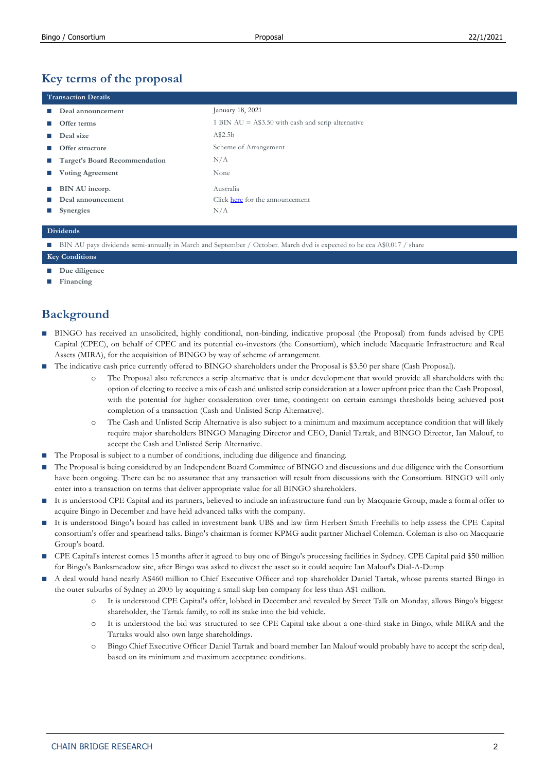## Key terms of the proposal

| Transaction Details | |
|---|---|
| Deal announcement | January 18, 2021 |
| Offer terms | 1 BIN AU = A$3.50 with cash and scrip alternative |
| Deal size | A$2.5b |
| Offer structure | Scheme of Arrangement |
| Target's Board Recommendation | N/A |
| Voting Agreement | None |
| BIN AU incorp. | Australia |
| Deal announcement | Click here for the announcement |
| Synergies | N/A |

**Dividends**

- BIN AU pays dividends semi-annually in March and September / October. March dvd is expected to be cca A$0.017 / share

**Key Conditions**

- Due diligence
- Financing

## Background

- BINGO has received an unsolicited, highly conditional, non-binding, indicative proposal (the Proposal) from funds advised by CPE Capital (CPEC), on behalf of CPEC and its potential co-investors (the Consortium), which include Macquarie Infrastructure and Real Assets (MIRA), for the acquisition of BINGO by way of scheme of arrangement.
- The indicative cash price currently offered to BINGO shareholders under the Proposal is $3.50 per share (Cash Proposal).
    - The Proposal also references a scrip alternative that is under development that would provide all shareholders with the option of electing to receive a mix of cash and unlisted scrip consideration at a lower upfront price than the Cash Proposal, with the potential for higher consideration over time, contingent on certain earnings thresholds being achieved post completion of a transaction (Cash and Unlisted Scrip Alternative).
    - The Cash and Unlisted Scrip Alternative is also subject to a minimum and maximum acceptance condition that will likely require major shareholders BINGO Managing Director and CEO, Daniel Tartak, and BINGO Director, Ian Malouf, to accept the Cash and Unlisted Scrip Alternative.
- The Proposal is subject to a number of conditions, including due diligence and financing.
- The Proposal is being considered by an Independent Board Committee of BINGO and discussions and due diligence with the Consortium have been ongoing. There can be no assurance that any transaction will result from discussions with the Consortium. BINGO will only enter into a transaction on terms that deliver appropriate value for all BINGO shareholders.
- It is understood CPE Capital and its partners, believed to include an infrastructure fund run by Macquarie Group, made a formal offer to acquire Bingo in December and have held advanced talks with the company.
- It is understood Bingo's board has called in investment bank UBS and law firm Herbert Smith Freehills to help assess the CPE Capital consortium's offer and spearhead talks. Bingo's chairman is former KPMG audit partner Michael Coleman. Coleman is also on Macquarie Group's board.
- CPE Capital's interest comes 15 months after it agreed to buy one of Bingo's processing facilities in Sydney. CPE Capital paid $50 million for Bingo's Banksmeadow site, after Bingo was asked to divest the asset so it could acquire Ian Malouf's Dial-A-Dump
- A deal would hand nearly A$460 million to Chief Executive Officer and top shareholder Daniel Tartak, whose parents started Bingo in the outer suburbs of Sydney in 2005 by acquiring a small skip bin company for less than A$1 million.
    - It is understood CPE Capital's offer, lobbed in December and revealed by Street Talk on Monday, allows Bingo's biggest shareholder, the Tartak family, to roll its stake into the bid vehicle.
    - It is understood the bid was structured to see CPE Capital take about a one-third stake in Bingo, while MIRA and the Tartaks would also own large shareholdings.
    - Bingo Chief Executive Officer Daniel Tartak and board member Ian Malouf would probably have to accept the scrip deal, based on its minimum and maximum acceptance conditions.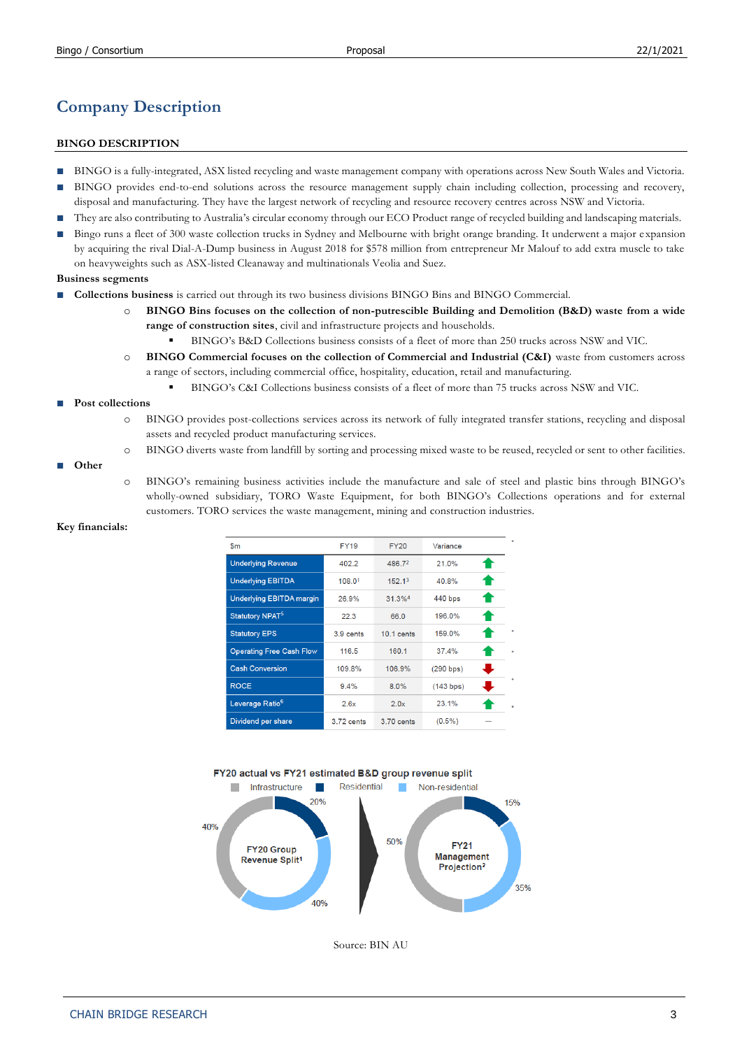# Company Description

## BINGO DESCRIPTION

- BINGO is a fully-integrated, ASX listed recycling and waste management company with operations across New South Wales and Victoria.
- BINGO provides end-to-end solutions across the resource management supply chain including collection, processing and recovery, disposal and manufacturing. They have the largest network of recycling and resource recovery centres across NSW and Victoria.
- They are also contributing to Australia's circular economy through our ECO Product range of recycled building and landscaping materials.
- Bingo runs a fleet of 300 waste collection trucks in Sydney and Melbourne with bright orange branding. It underwent a major expansion by acquiring the rival Dial-A-Dump business in August 2018 for $578 million from entrepreneur Mr Malouf to add extra muscle to take on heavyweights such as ASX-listed Cleanaway and multinationals Veolia and Suez.

**Business segments**

- **Collections business** is carried out through its two business divisions BINGO Bins and BINGO Commercial.
  - **BINGO Bins focuses on the collection of non-putrescible Building and Demolition (B&D) waste from a wide range of construction sites**, civil and infrastructure projects and households.
    - BINGO's B&D Collections business consists of a fleet of more than 250 trucks across NSW and VIC.
  - **BINGO Commercial focuses on the collection of Commercial and Industrial (C&I)** waste from customers across a range of sectors, including commercial office, hospitality, education, retail and manufacturing.
    - BINGO's C&I Collections business consists of a fleet of more than 75 trucks across NSW and VIC.
- **Post collections**
  - BINGO provides post-collections services across its network of fully integrated transfer stations, recycling and disposal assets and recycled product manufacturing services.
  - BINGO diverts waste from landfill by sorting and processing mixed waste to be reused, recycled or sent to other facilities.
- **Other**
  - BINGO's remaining business activities include the manufacture and sale of steel and plastic bins through BINGO's wholly-owned subsidiary, TORO Waste Equipment, for both BINGO's Collections operations and for external customers. TORO services the waste management, mining and construction industries.

**Key financials:**

| $m | FY19 | FY20 | Variance | |
|---|---|---|---|---|
| Underlying Revenue | 402.2 | 486.7[2] | 21.0% | ↑ |
| Underlying EBITDA | 108.0[1] | 152.1[3] | 40.8% | ↑ |
| Underlying EBITDA margin | 26.9% | 31.3%[4] | 440 bps | ↑ |
| Statutory NPAT[5] | 22.3 | 66.0 | 196.0% | ↑ |
| Statutory EPS | 3.9 cents | 10.1 cents | 159.0% | ↑ |
| Operating Free Cash Flow | 116.5 | 160.1 | 37.4% | ↑ |
| Cash Conversion | 109.8% | 106.9% | (290 bps) | ↓ |
| ROCE | 9.4% | 8.0% | (143 bps) | ↓ |
| Leverage Ratio[6] | 2.6x | 2.0x | 23.1% | ↑ |
| Dividend per share | 3.72 cents | 3.70 cents | (0.5%) | — |

**FY20 actual vs FY21 estimated B&D group revenue split**

Legend: Infrastructure, Residential, Non-residential

| | Infrastructure | Residential | Non-residential |
|---|---|---|---|
| FY20 Group Revenue Split[1] | 40% | 20% | 40% |
| FY21 Management Projection[2] | 50% | 15% | 35% |

Source: BIN AU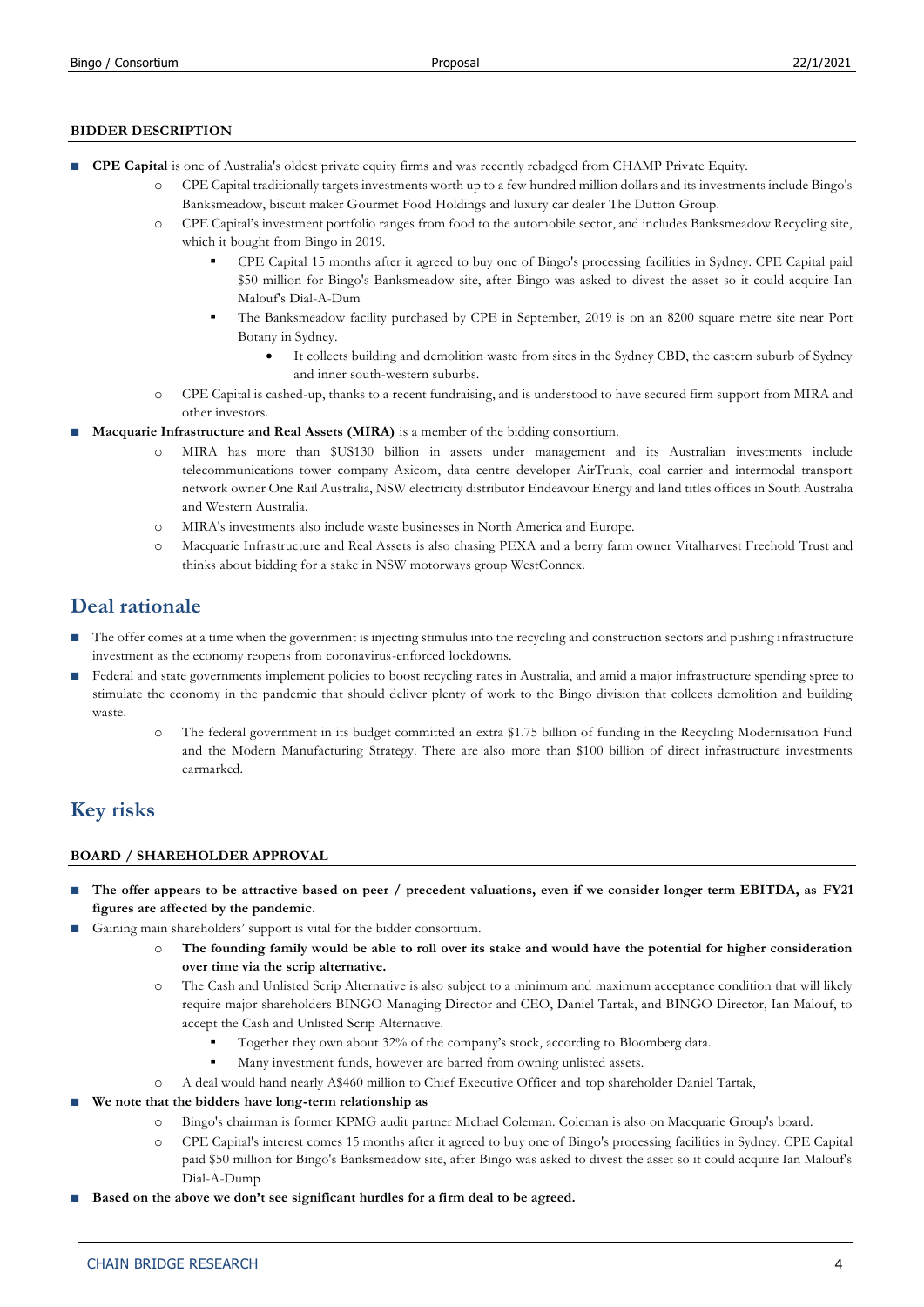#### BIDDER DESCRIPTION

- **CPE Capital** is one of Australia's oldest private equity firms and was recently rebadged from CHAMP Private Equity.
  - CPE Capital traditionally targets investments worth up to a few hundred million dollars and its investments include Bingo's Banksmeadow, biscuit maker Gourmet Food Holdings and luxury car dealer The Dutton Group.
  - CPE Capital's investment portfolio ranges from food to the automobile sector, and includes Banksmeadow Recycling site, which it bought from Bingo in 2019.
    - CPE Capital 15 months after it agreed to buy one of Bingo's processing facilities in Sydney. CPE Capital paid $50 million for Bingo's Banksmeadow site, after Bingo was asked to divest the asset so it could acquire Ian Malouf's Dial-A-Dum
    - The Banksmeadow facility purchased by CPE in September, 2019 is on an 8200 square metre site near Port Botany in Sydney.
      - It collects building and demolition waste from sites in the Sydney CBD, the eastern suburb of Sydney and inner south-western suburbs.
  - CPE Capital is cashed-up, thanks to a recent fundraising, and is understood to have secured firm support from MIRA and other investors.
- **Macquarie Infrastructure and Real Assets (MIRA)** is a member of the bidding consortium.
  - MIRA has more than $US130 billion in assets under management and its Australian investments include telecommunications tower company Axicom, data centre developer AirTrunk, coal carrier and intermodal transport network owner One Rail Australia, NSW electricity distributor Endeavour Energy and land titles offices in South Australia and Western Australia.
  - MIRA's investments also include waste businesses in North America and Europe.
  - Macquarie Infrastructure and Real Assets is also chasing PEXA and a berry farm owner Vitalharvest Freehold Trust and thinks about bidding for a stake in NSW motorways group WestConnex.

## Deal rationale

- The offer comes at a time when the government is injecting stimulus into the recycling and construction sectors and pushing infrastructure investment as the economy reopens from coronavirus-enforced lockdowns.
- Federal and state governments implement policies to boost recycling rates in Australia, and amid a major infrastructure spending spree to stimulate the economy in the pandemic that should deliver plenty of work to the Bingo division that collects demolition and building waste.
  - The federal government in its budget committed an extra $1.75 billion of funding in the Recycling Modernisation Fund and the Modern Manufacturing Strategy. There are also more than $100 billion of direct infrastructure investments earmarked.

## Key risks

#### BOARD / SHAREHOLDER APPROVAL

- **The offer appears to be attractive based on peer / precedent valuations, even if we consider longer term EBITDA, as FY21 figures are affected by the pandemic.**
- Gaining main shareholders' support is vital for the bidder consortium.
  - **The founding family would be able to roll over its stake and would have the potential for higher consideration over time via the scrip alternative.**
  - The Cash and Unlisted Scrip Alternative is also subject to a minimum and maximum acceptance condition that will likely require major shareholders BINGO Managing Director and CEO, Daniel Tartak, and BINGO Director, Ian Malouf, to accept the Cash and Unlisted Scrip Alternative.
    - Together they own about 32% of the company's stock, according to Bloomberg data.
    - Many investment funds, however are barred from owning unlisted assets.
  - A deal would hand nearly A$460 million to Chief Executive Officer and top shareholder Daniel Tartak,
- **We note that the bidders have long-term relationship as**
  - Bingo's chairman is former KPMG audit partner Michael Coleman. Coleman is also on Macquarie Group's board.
  - CPE Capital's interest comes 15 months after it agreed to buy one of Bingo's processing facilities in Sydney. CPE Capital paid $50 million for Bingo's Banksmeadow site, after Bingo was asked to divest the asset so it could acquire Ian Malouf's Dial-A-Dump
- **Based on the above we don't see significant hurdles for a firm deal to be agreed.**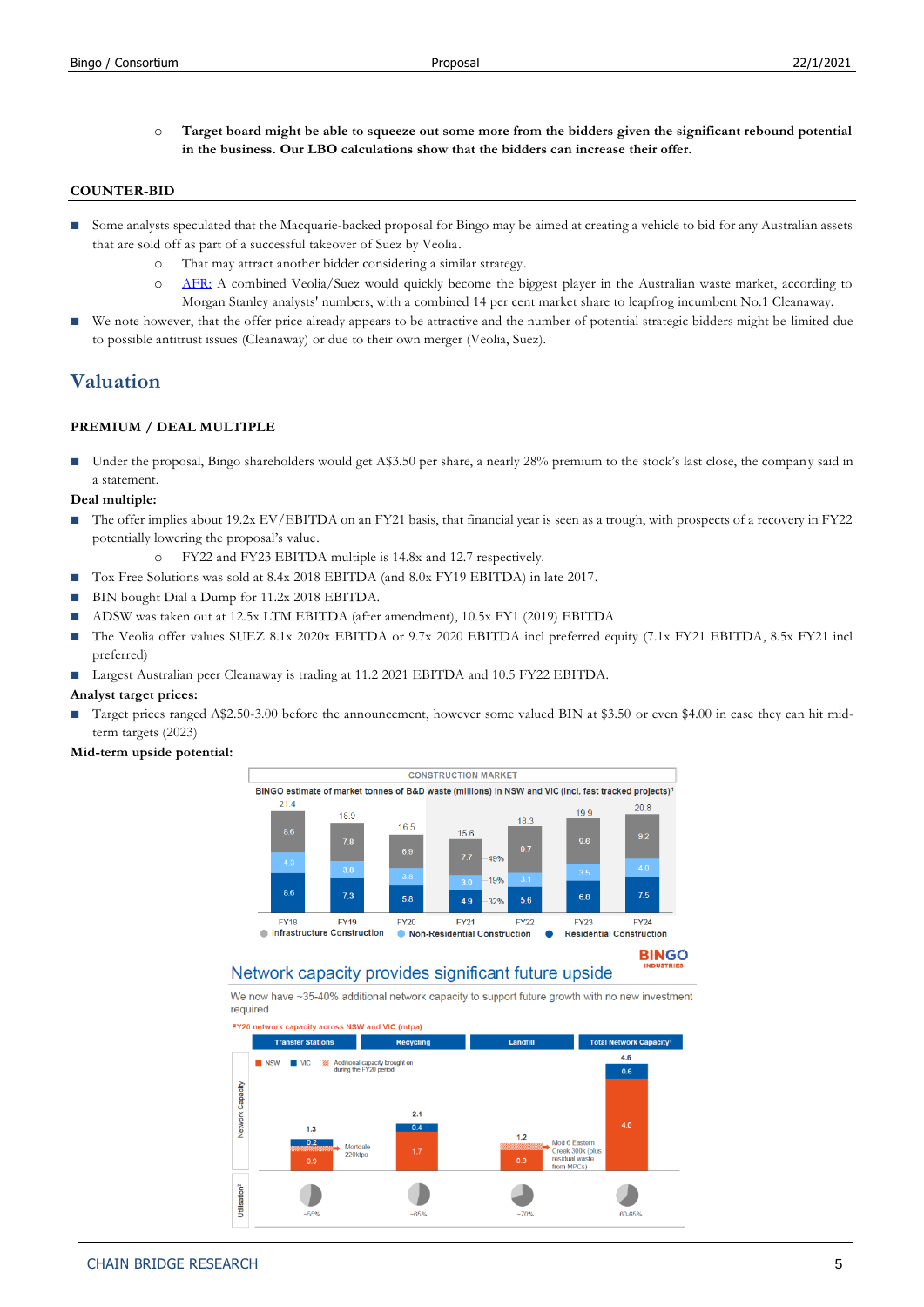- **Target board might be able to squeeze out some more from the bidders given the significant rebound potential in the business. Our LBO calculations show that the bidders can increase their offer.**

### COUNTER-BID

- Some analysts speculated that the Macquarie-backed proposal for Bingo may be aimed at creating a vehicle to bid for any Australian assets that are sold off as part of a successful takeover of Suez by Veolia.
  - That may attract another bidder considering a similar strategy.
  - [AFR:](#) A combined Veolia/Suez would quickly become the biggest player in the Australian waste market, according to Morgan Stanley analysts' numbers, with a combined 14 per cent market share to leapfrog incumbent No.1 Cleanaway.
- We note however, that the offer price already appears to be attractive and the number of potential strategic bidders might be limited due to possible antitrust issues (Cleanaway) or due to their own merger (Veolia, Suez).

## Valuation

### PREMIUM / DEAL MULTIPLE

- Under the proposal, Bingo shareholders would get A$3.50 per share, a nearly 28% premium to the stock's last close, the company said in a statement.

**Deal multiple:**

- The offer implies about 19.2x EV/EBITDA on an FY21 basis, that financial year is seen as a trough, with prospects of a recovery in FY22 potentially lowering the proposal's value.
  - FY22 and FY23 EBITDA multiple is 14.8x and 12.7 respectively.
- Tox Free Solutions was sold at 8.4x 2018 EBITDA (and 8.0x FY19 EBITDA) in late 2017.
- BIN bought Dial a Dump for 11.2x 2018 EBITDA.
- ADSW was taken out at 12.5x LTM EBITDA (after amendment), 10.5x FY1 (2019) EBITDA
- The Veolia offer values SUEZ 8.1x 2020x EBITDA or 9.7x 2020 EBITDA incl preferred equity (7.1x FY21 EBITDA, 8.5x FY21 incl preferred)
- Largest Australian peer Cleanaway is trading at 11.2 2021 EBITDA and 10.5 FY22 EBITDA.

**Analyst target prices:**

- Target prices ranged A$2.50-3.00 before the announcement, however some valued BIN at $3.50 or even $4.00 in case they can hit mid-term targets (2023)

**Mid-term upside potential:**

CONSTRUCTION MARKET

BINGO estimate of market tonnes of B&D waste (millions) in NSW and VIC (incl. fast tracked projects)[1]

| | FY18 | FY19 | FY20 | FY21 | FY22 | FY23 | FY24 |
|---|---|---|---|---|---|---|---|
| Infrastructure Construction | 8.6 | 7.8 | 6.9 | 7.7 (49%) | 9.7 | 9.6 | 9.2 |
| Non-Residential Construction | 4.3 | 3.8 | 3.8 | 3.0 (19%) | 3.1 | 3.5 | 4.0 |
| Residential Construction | 8.6 | 7.3 | 5.8 | 4.9 (32%) | 5.6 | 6.8 | 7.5 |
| Total | 21.4 | 18.9 | 16.5 | 15.6 | 18.3 | 19.9 | 20.8 |

BINGO INDUSTRIES

Network capacity provides significant future upside

We now have ~35-40% additional network capacity to support future growth with no new investment required

FY20 network capacity across NSW and VIC (mtpa)

| | Transfer Stations | Recycling | Landfill | Total Network Capacity[1] |
|---|---|---|---|---|
| NSW | 0.9 | 1.7 | 0.9 | 4.0 |
| VIC | 0.2 | 0.4 | | 0.6 |
| Additional capacity brought on during the FY20 period | Mortdale 220ktpa | | Mod 6 Eastern Creek 300k (plus residual waste from MPCs) | |
| Total | 1.3 | 2.1 | 1.2 | 4.6 |
| Utilisation[2] | ~55% | ~65% | ~70% | 60-65% |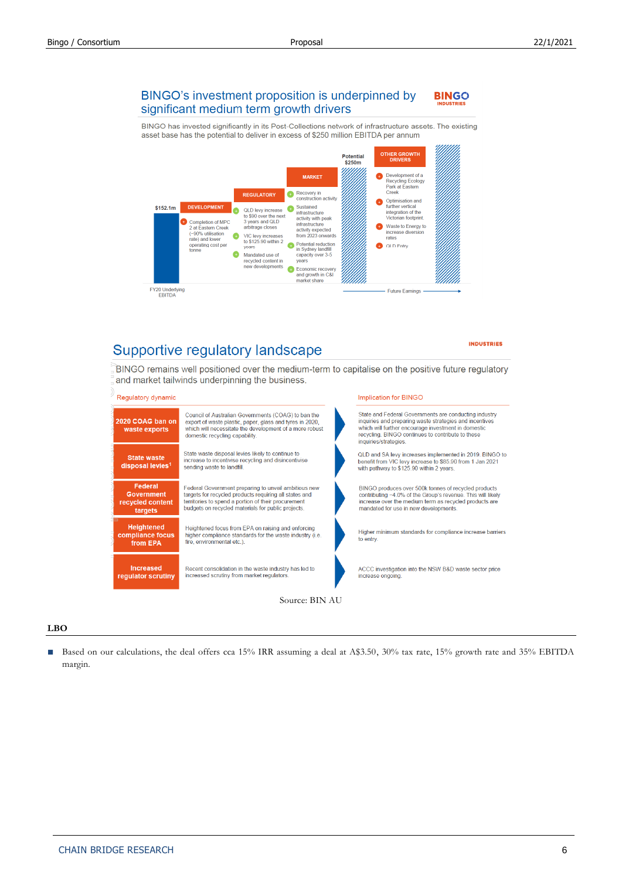## BINGO's investment proposition is underpinned by significant medium term growth drivers

BINGO has invested significantly in its Post-Collections network of infrastructure assets. The existing asset base has the potential to deliver in excess of $250 million EBITDA per annum

| | DEVELOPMENT | REGULATORY | MARKET | Potential $250m | OTHER GROWTH DRIVERS |
|---|---|---|---|---|---|
| $152.1m FY20 Underlying EBITDA | Completion of MPC 2 at Eastern Creek (~90% utilisation rate) and lower operating cost per tonne | QLD levy increase to $90 over the next 3 years and QLD arbitrage closes; VIC levy increases to $125.90 within 2 years; Mandated use of recycled content in new developments | Recovery in construction activity; Sustained infrastructure activity with peak infrastructure activity expected from 2023 onwards; Potential reduction in Sydney landfill capacity over 3-5 years; Economic recovery and growth in C&I market share | | Development of a Recycling Ecology Park at Eastern Creek; Optimisation and further vertical integration of the Victorian footprint; Waste to Energy to increase diversion rates; QLD Entry |

Future Earnings →

## Supportive regulatory landscape

BINGO remains well positioned over the medium-term to capitalise on the positive future regulatory and market tailwinds underpinning the business.

| Regulatory dynamic | | Implication for BINGO |
|---|---|---|
| **2020 COAG ban on waste exports** | Council of Australian Governments (COAG) to ban the export of waste plastic, paper, glass and tyres in 2020, which will necessitate the development of a more robust domestic recycling capability. | State and Federal Governments are conducting industry inquiries and preparing waste strategies and incentives which will further encourage investment in domestic recycling. BINGO continues to contribute to these inquiries/strategies. |
| **State waste disposal levies[1]** | State waste disposal levies likely to continue to increase to incentivise recycling and disincentivise sending waste to landfill. | QLD and SA levy increases implemented in 2019. BINGO to benefit from VIC levy increase to $85.90 from 1 Jan 2021 with pathway to $125.90 within 2 years. |
| **Federal Government recycled content targets** | Federal Government preparing to unveil ambitious new targets for recycled products requiring all states and territories to spend a portion of their procurement budgets on recycled materials for public projects. | BINGO produces over 500k tonnes of recycled products contributing ~4.0% of the Group's revenue. This will likely increase over the medium term as recycled products are mandated for use in new developments. |
| **Heightened compliance focus from EPA** | Heightened focus from EPA on raising and enforcing higher compliance standards for the waste industry (i.e. fire, environmental etc.). | Higher minimum standards for compliance increase barriers to entry. |
| **Increased regulator scrutiny** | Recent consolidation in the waste industry has led to increased scrutiny from market regulators. | ACCC investigation into the NSW B&D waste sector price increase ongoing. |

Source: BIN AU

### LBO

- Based on our calculations, the deal offers cca 15% IRR assuming a deal at A$3.50, 30% tax rate, 15% growth rate and 35% EBITDA margin.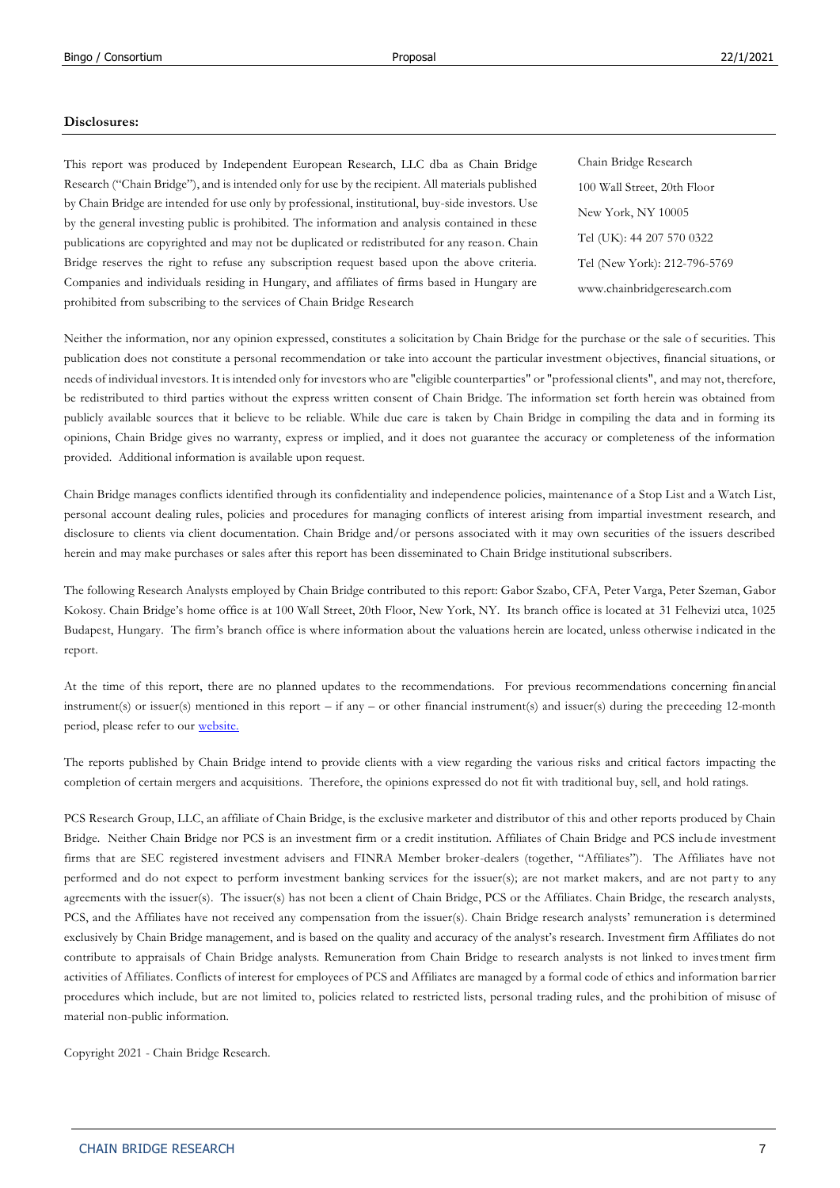**Disclosures:**

This report was produced by Independent European Research, LLC dba as Chain Bridge Research ("Chain Bridge"), and is intended only for use by the recipient. All materials published by Chain Bridge are intended for use only by professional, institutional, buy-side investors. Use by the general investing public is prohibited. The information and analysis contained in these publications are copyrighted and may not be duplicated or redistributed for any reason. Chain Bridge reserves the right to refuse any subscription request based upon the above criteria. Companies and individuals residing in Hungary, and affiliates of firms based in Hungary are prohibited from subscribing to the services of Chain Bridge Research

Chain Bridge Research
100 Wall Street, 20th Floor
New York, NY 10005
Tel (UK): 44 207 570 0322
Tel (New York): 212-796-5769
www.chainbridgeresearch.com

Neither the information, nor any opinion expressed, constitutes a solicitation by Chain Bridge for the purchase or the sale of securities. This publication does not constitute a personal recommendation or take into account the particular investment objectives, financial situations, or needs of individual investors. It is intended only for investors who are "eligible counterparties" or "professional clients", and may not, therefore, be redistributed to third parties without the express written consent of Chain Bridge. The information set forth herein was obtained from publicly available sources that it believe to be reliable. While due care is taken by Chain Bridge in compiling the data and in forming its opinions, Chain Bridge gives no warranty, express or implied, and it does not guarantee the accuracy or completeness of the information provided. Additional information is available upon request.

Chain Bridge manages conflicts identified through its confidentiality and independence policies, maintenance of a Stop List and a Watch List, personal account dealing rules, policies and procedures for managing conflicts of interest arising from impartial investment research, and disclosure to clients via client documentation. Chain Bridge and/or persons associated with it may own securities of the issuers described herein and may make purchases or sales after this report has been disseminated to Chain Bridge institutional subscribers.

The following Research Analysts employed by Chain Bridge contributed to this report: Gabor Szabo, CFA, Peter Varga, Peter Szeman, Gabor Kokosy. Chain Bridge's home office is at 100 Wall Street, 20th Floor, New York, NY. Its branch office is located at 31 Felhevizi utca, 1025 Budapest, Hungary. The firm's branch office is where information about the valuations herein are located, unless otherwise indicated in the report.

At the time of this report, there are no planned updates to the recommendations. For previous recommendations concerning financial instrument(s) or issuer(s) mentioned in this report – if any – or other financial instrument(s) and issuer(s) during the preceeding 12-month period, please refer to our website.

The reports published by Chain Bridge intend to provide clients with a view regarding the various risks and critical factors impacting the completion of certain mergers and acquisitions. Therefore, the opinions expressed do not fit with traditional buy, sell, and hold ratings.

PCS Research Group, LLC, an affiliate of Chain Bridge, is the exclusive marketer and distributor of this and other reports produced by Chain Bridge. Neither Chain Bridge nor PCS is an investment firm or a credit institution. Affiliates of Chain Bridge and PCS include investment firms that are SEC registered investment advisers and FINRA Member broker-dealers (together, "Affiliates"). The Affiliates have not performed and do not expect to perform investment banking services for the issuer(s); are not market makers, and are not party to any agreements with the issuer(s). The issuer(s) has not been a client of Chain Bridge, PCS or the Affiliates. Chain Bridge, the research analysts, PCS, and the Affiliates have not received any compensation from the issuer(s). Chain Bridge research analysts' remuneration is determined exclusively by Chain Bridge management, and is based on the quality and accuracy of the analyst's research. Investment firm Affiliates do not contribute to appraisals of Chain Bridge analysts. Remuneration from Chain Bridge to research analysts is not linked to investment firm activities of Affiliates. Conflicts of interest for employees of PCS and Affiliates are managed by a formal code of ethics and information barrier procedures which include, but are not limited to, policies related to restricted lists, personal trading rules, and the prohibition of misuse of material non-public information.

Copyright 2021 - Chain Bridge Research.